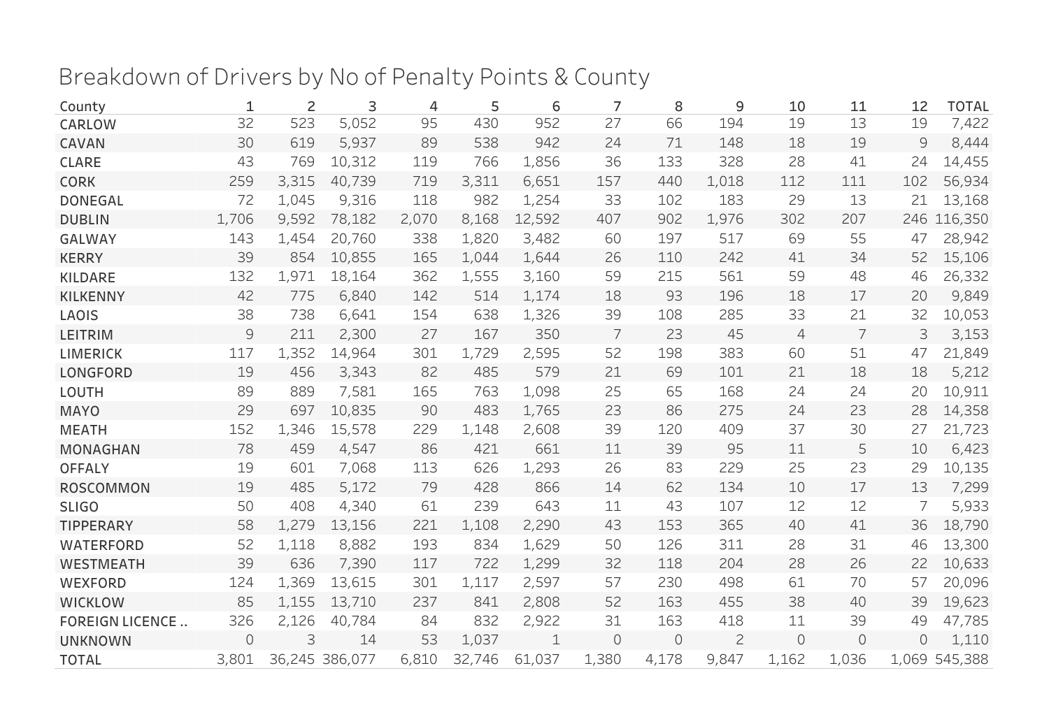# Breakdown of Drivers by No of Penalty Points & County

| County | 1 | 2 | 3 | 4 | 5 | 6 | 7 | 8 | 9 | 10 | 11 | 12 | TOTAL |
|---|---|---|---|---|---|---|---|---|---|---|---|---|---|
| CARLOW | 32 | 523 | 5,052 | 95 | 430 | 952 | 27 | 66 | 194 | 19 | 13 | 19 | 7,422 |
| CAVAN | 30 | 619 | 5,937 | 89 | 538 | 942 | 24 | 71 | 148 | 18 | 19 | 9 | 8,444 |
| CLARE | 43 | 769 | 10,312 | 119 | 766 | 1,856 | 36 | 133 | 328 | 28 | 41 | 24 | 14,455 |
| CORK | 259 | 3,315 | 40,739 | 719 | 3,311 | 6,651 | 157 | 440 | 1,018 | 112 | 111 | 102 | 56,934 |
| DONEGAL | 72 | 1,045 | 9,316 | 118 | 982 | 1,254 | 33 | 102 | 183 | 29 | 13 | 21 | 13,168 |
| DUBLIN | 1,706 | 9,592 | 78,182 | 2,070 | 8,168 | 12,592 | 407 | 902 | 1,976 | 302 | 207 | 246 | 116,350 |
| GALWAY | 143 | 1,454 | 20,760 | 338 | 1,820 | 3,482 | 60 | 197 | 517 | 69 | 55 | 47 | 28,942 |
| KERRY | 39 | 854 | 10,855 | 165 | 1,044 | 1,644 | 26 | 110 | 242 | 41 | 34 | 52 | 15,106 |
| KILDARE | 132 | 1,971 | 18,164 | 362 | 1,555 | 3,160 | 59 | 215 | 561 | 59 | 48 | 46 | 26,332 |
| KILKENNY | 42 | 775 | 6,840 | 142 | 514 | 1,174 | 18 | 93 | 196 | 18 | 17 | 20 | 9,849 |
| LAOIS | 38 | 738 | 6,641 | 154 | 638 | 1,326 | 39 | 108 | 285 | 33 | 21 | 32 | 10,053 |
| LEITRIM | 9 | 211 | 2,300 | 27 | 167 | 350 | 7 | 23 | 45 | 4 | 7 | 3 | 3,153 |
| LIMERICK | 117 | 1,352 | 14,964 | 301 | 1,729 | 2,595 | 52 | 198 | 383 | 60 | 51 | 47 | 21,849 |
| LONGFORD | 19 | 456 | 3,343 | 82 | 485 | 579 | 21 | 69 | 101 | 21 | 18 | 18 | 5,212 |
| LOUTH | 89 | 889 | 7,581 | 165 | 763 | 1,098 | 25 | 65 | 168 | 24 | 24 | 20 | 10,911 |
| MAYO | 29 | 697 | 10,835 | 90 | 483 | 1,765 | 23 | 86 | 275 | 24 | 23 | 28 | 14,358 |
| MEATH | 152 | 1,346 | 15,578 | 229 | 1,148 | 2,608 | 39 | 120 | 409 | 37 | 30 | 27 | 21,723 |
| MONAGHAN | 78 | 459 | 4,547 | 86 | 421 | 661 | 11 | 39 | 95 | 11 | 5 | 10 | 6,423 |
| OFFALY | 19 | 601 | 7,068 | 113 | 626 | 1,293 | 26 | 83 | 229 | 25 | 23 | 29 | 10,135 |
| ROSCOMMON | 19 | 485 | 5,172 | 79 | 428 | 866 | 14 | 62 | 134 | 10 | 17 | 13 | 7,299 |
| SLIGO | 50 | 408 | 4,340 | 61 | 239 | 643 | 11 | 43 | 107 | 12 | 12 | 7 | 5,933 |
| TIPPERARY | 58 | 1,279 | 13,156 | 221 | 1,108 | 2,290 | 43 | 153 | 365 | 40 | 41 | 36 | 18,790 |
| WATERFORD | 52 | 1,118 | 8,882 | 193 | 834 | 1,629 | 50 | 126 | 311 | 28 | 31 | 46 | 13,300 |
| WESTMEATH | 39 | 636 | 7,390 | 117 | 722 | 1,299 | 32 | 118 | 204 | 28 | 26 | 22 | 10,633 |
| WEXFORD | 124 | 1,369 | 13,615 | 301 | 1,117 | 2,597 | 57 | 230 | 498 | 61 | 70 | 57 | 20,096 |
| WICKLOW | 85 | 1,155 | 13,710 | 237 | 841 | 2,808 | 52 | 163 | 455 | 38 | 40 | 39 | 19,623 |
| FOREIGN LICENCE .. | 326 | 2,126 | 40,784 | 84 | 832 | 2,922 | 31 | 163 | 418 | 11 | 39 | 49 | 47,785 |
| UNKNOWN | 0 | 3 | 14 | 53 | 1,037 | 1 | 0 | 0 | 2 | 0 | 0 | 0 | 1,110 |
| TOTAL | 3,801 | 36,245 | 386,077 | 6,810 | 32,746 | 61,037 | 1,380 | 4,178 | 9,847 | 1,162 | 1,036 | 1,069 | 545,388 |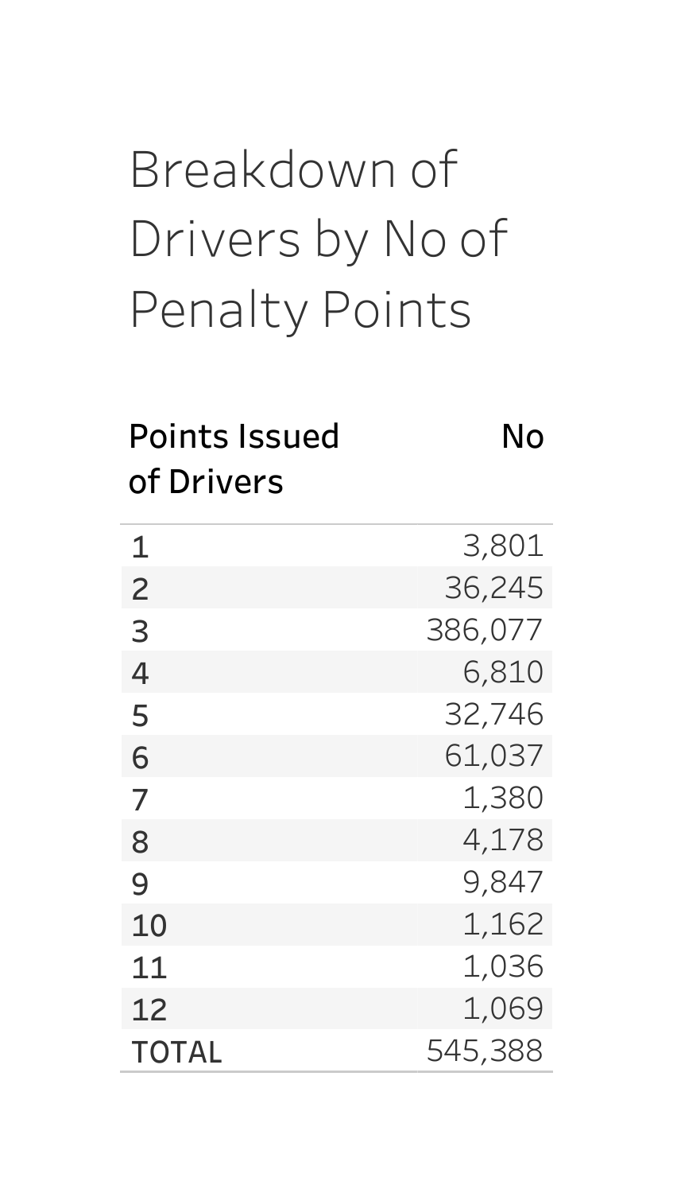# Breakdown of Drivers by No of Penalty Points

| Points Issued | No of Drivers |
|---|---|
| 1 | 3,801 |
| 2 | 36,245 |
| 3 | 386,077 |
| 4 | 6,810 |
| 5 | 32,746 |
| 6 | 61,037 |
| 7 | 1,380 |
| 8 | 4,178 |
| 9 | 9,847 |
| 10 | 1,162 |
| 11 | 1,036 |
| 12 | 1,069 |
| TOTAL | 545,388 |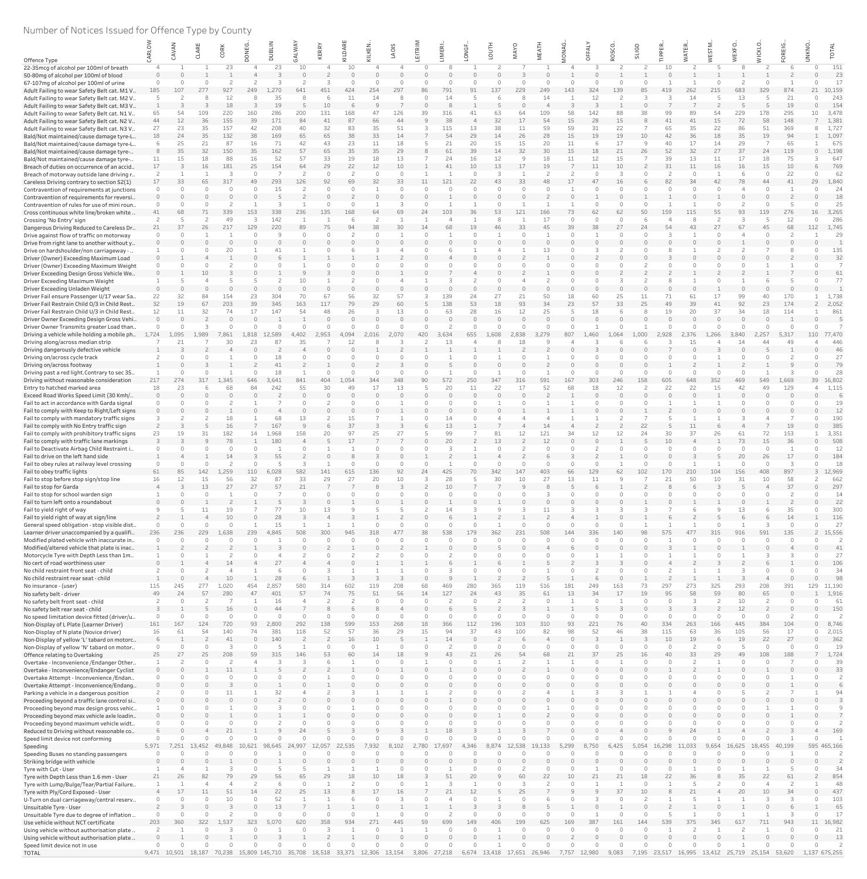## Number of Notices Issued for Offence Type by County

| Offence Type | CARLOW | CAVAN | CLARE | CORK | DONEG.. | DUBLIN | GALWAY | KERRY | KILDARE | KILKEN.. | LAOIS | LEITRIM | LIMERI.. | LONGF.. | LOUTH | MAYO | MEATH | MONAG.. | OFFALY | ROSCO.. | SLIGO | TIPPER.. | WATER.. | WESTM.. | WEXFO.. | WICKLO.. | FOREIG.. | UNKNO.. | TOTAL |
|---|---|---|---|---|---|---|---|---|---|---|---|---|---|---|---|---|---|---|---|---|---|---|---|---|---|---|---|---|---|
| 22-35mcg of alcohol per 100ml of breath | 4 | 1 | 1 | 23 | 4 | 23 | 10 | 4 | 10 | 4 | 4 | 0 | 8 | 1 | 2 | 7 | 1 | 4 | 3 | 2 | 2 | 10 | 2 | 5 | 8 | 2 | 6 | 0 | 151 |
| 50-80mg of alcohol per 100ml of blood | 0 | 0 | 1 | 1 | 4 | 3 | 0 | 2 | 0 | 0 | 0 | 0 | 0 | 0 | 0 | 3 | 0 | 1 | 0 | 1 | 1 | 0 | 1 | 1 | 1 | 1 | 2 | 0 | 23 |
| 67-107mg of alcohol per 100ml of urine | 1 | 0 | 0 | 2 | 2 | 3 | 2 | 3 | 0 | 0 | 0 | 0 | 0 | 0 | 0 | 0 | 0 | 0 | 0 | 0 | 0 | 1 | 1 | 0 | 2 | 0 | 1 | 0 | 17 |
| Adult Failing to wear Safety Belt cat. M1 V.. | 185 | 107 | 277 | 927 | 249 | 1,270 | 641 | 451 | 424 | 254 | 297 | 86 | 791 | 91 | 137 | 229 | 249 | 143 | 324 | 139 | 85 | 419 | 262 | 215 | 683 | 329 | 874 | 21 | 10,159 |
| Adult Failing to wear Safety Belt cat. M2 V.. | 5 | 2 | 8 | 12 | 8 | 35 | 8 | 6 | 11 | 14 | 8 | 0 | 14 | 5 | 6 | 8 | 14 | 1 | 12 | 2 | 3 | 3 | 14 | 5 | 13 | 5 | 21 | 0 | 243 |
| Adult Failing to wear Safety Belt cat. M3 V.. | 1 | 3 | 3 | 18 | 3 | 19 | 5 | 10 | 6 | 9 | 7 | 0 | 8 | 1 | 5 | 0 | 4 | 3 | 3 | 1 | 0 | 7 | 7 | 2 | 5 | 5 | 19 | 0 | 154 |
| Adult Failing to wear Safety Belt cat. N1 V.. | 65 | 54 | 109 | 220 | 160 | 286 | 200 | 131 | 168 | 47 | 126 | 39 | 316 | 41 | 63 | 64 | 109 | 58 | 142 | 88 | 38 | 99 | 89 | 54 | 229 | 178 | 295 | 10 | 3,478 |
| Adult Failing to wear Safety Belt cat. N2 V.. | 44 | 12 | 36 | 155 | 39 | 171 | 84 | 41 | 87 | 66 | 44 | 9 | 38 | 4 | 32 | 17 | 54 | 15 | 28 | 15 | 8 | 41 | 41 | 15 | 72 | 58 | 148 | 7 | 1,381 |
| Adult Failing to wear Safety Belt cat. N3 V.. | 27 | 23 | 35 | 157 | 42 | 208 | 40 | 32 | 83 | 35 | 51 | 3 | 115 | 13 | 38 | 11 | 59 | 59 | 31 | 22 | 7 | 65 | 35 | 22 | 86 | 51 | 369 | 8 | 1,727 |
| Bald/Not maintained/cause damage tyre-L.. | 18 | 24 | 35 | 132 | 38 | 169 | 65 | 65 | 38 | 33 | 14 | 7 | 54 | 29 | 14 | 26 | 28 | 15 | 19 | 19 | 10 | 42 | 36 | 18 | 35 | 19 | 94 | 1 | 1,097 |
| Bald/Not maintained/cause damage tyre-L.. | 6 | 25 | 21 | 87 | 16 | 71 | 42 | 43 | 23 | 11 | 18 | 5 | 21 | 20 | 15 | 15 | 20 | 11 | 6 | 17 | 9 | 40 | 17 | 14 | 29 | 7 | 65 | 1 | 675 |
| Bald/Not maintained/cause damage tyre-.. | 8 | 35 | 32 | 150 | 35 | 162 | 57 | 65 | 35 | 35 | 29 | 8 | 61 | 39 | 14 | 32 | 30 | 15 | 18 | 21 | 26 | 52 | 32 | 27 | 37 | 24 | 119 | 0 | 1,198 |
| Bald/Not maintained/cause damage tyre-.. | 11 | 15 | 18 | 88 | 16 | 52 | 57 | 33 | 19 | 18 | 13 | 7 | 24 | 16 | 12 | 9 | 18 | 11 | 12 | 15 | 7 | 39 | 13 | 11 | 17 | 18 | 75 | 3 | 647 |
| Breach of duties on occurrence of an accid.. | 17 | 3 | 16 | 181 | 25 | 154 | 64 | 29 | 22 | 12 | 10 | 1 | 41 | 10 | 13 | 17 | 19 | 7 | 11 | 10 | 2 | 31 | 11 | 16 | 16 | 15 | 10 | 6 | 769 |
| Breach of motorway outside lane driving r.. | 2 | 1 | 1 | 3 | 0 | 7 | 2 | 0 | 2 | 0 | 0 | 1 | 1 | 0 | 3 | 1 | 2 | 2 | 0 | 3 | 0 | 2 | 0 | 1 | 6 | 0 | 22 | 0 | 62 |
| Careless Driving contrary to section 52(1) | 17 | 33 | 65 | 317 | 49 | 293 | 126 | 92 | 69 | 32 | 33 | 11 | 121 | 22 | 43 | 33 | 48 | 17 | 47 | 16 | 6 | 82 | 34 | 42 | 78 | 44 | 41 | 29 | 1,840 |
| Contravention of requirements at junctions | 0 | 0 | 0 | 0 | 0 | 15 | 2 | 0 | 0 | 1 | 0 | 0 | 0 | 0 | 0 | 0 | 0 | 1 | 0 | 0 | 0 | 0 | 0 | 0 | 4 | 0 | 1 | 0 | 24 |
| Contravention of requirements for reserv.. | 0 | 0 | 0 | 0 | 0 | 5 | 2 | 0 | 2 | 0 | 0 | 0 | 1 | 0 | 0 | 0 | 2 | 0 | 1 | 0 | 1 | 1 | 0 | 1 | 0 | 0 | 2 | 0 | 18 |
| Contravention of rules for use of mini roun.. | 0 | 0 | 0 | 2 | 1 | 3 | 1 | 0 | 0 | 1 | 3 | 0 | 1 | 1 | 0 | 1 | 1 | 1 | 0 | 0 | 0 | 1 | 1 | 0 | 2 | 0 | 5 | 0 | 25 |
| Cross continuous white line/broken white .. | 41 | 68 | 71 | 339 | 153 | 338 | 236 | 135 | 168 | 64 | 69 | 24 | 103 | 36 | 53 | 121 | 166 | 73 | 62 | 62 | 50 | 159 | 115 | 55 | 93 | 119 | 276 | 16 | 3,265 |
| Crossing 'No Entry' sign | 2 | 5 | 2 | 49 | 3 | 142 | 1 | 1 | 6 | 2 | 1 | 1 | 4 | 1 | 8 | 1 | 17 | 0 | 0 | 0 | 6 | 4 | 8 | 2 | 3 | 5 | 12 | 0 | 286 |
| Dangerous Driving Reduced to Careless Dr.. | 21 | 37 | 26 | 217 | 129 | 220 | 89 | 75 | 94 | 38 | 30 | 14 | 68 | 19 | 46 | 33 | 45 | 39 | 38 | 27 | 24 | 54 | 43 | 27 | 67 | 45 | 68 | 112 | 1,745 |
| Drive against flow of traffic on motorway | 0 | 0 | 1 | 1 | 0 | 9 | 0 | 0 | 2 | 0 | 1 | 0 | 1 | 0 | 1 | 0 | 1 | 0 | 1 | 0 | 0 | 3 | 1 | 0 | 4 | 0 | 2 | 1 | 29 |
| Drive from right lane to another without y.. | 0 | 0 | 0 | 0 | 0 | 0 | 0 | 0 | 0 | 0 | 0 | 0 | 0 | 0 | 0 | 0 | 0 | 0 | 0 | 0 | 0 | 0 | 0 | 0 | 1 | 0 | 0 | 0 | 1 |
| Drive on hardshoulder/non carriageway - .. | 1 | 0 | 0 | 20 | 1 | 41 | 1 | 0 | 6 | 3 | 4 | 0 | 6 | 1 | 4 | 1 | 13 | 0 | 3 | 2 | 0 | 8 | 1 | 2 | 2 | 7 | 8 | 0 | 135 |
| Driver (Owner) Exceeding Maximum Load | 0 | 1 | 4 | 1 | 0 | 6 | 1 | 1 | 1 | 1 | 2 | 0 | 4 | 0 | 0 | 2 | 1 | 0 | 2 | 0 | 0 | 3 | 0 | 0 | 0 | 0 | 2 | 0 | 32 |
| Driver (Owner) Exceeding Maximum Weight | 0 | 0 | 0 | 2 | 0 | 0 | 1 | 0 | 0 | 0 | 0 | 0 | 0 | 0 | 0 | 0 | 0 | 0 | 0 | 0 | 2 | 0 | 0 | 0 | 0 | 1 | 1 | 0 | 7 |
| Driver Exceeding Design Gross Vehicle We.. | 0 | 1 | 10 | 3 | 0 | 1 | 9 | 3 | 0 | 0 | 1 | 0 | 7 | 4 | 0 | 2 | 1 | 0 | 0 | 2 | 2 | 2 | 1 | 2 | 2 | 1 | 7 | 0 | 61 |
| Driver Exceeding Maximum Weight | 1 | 5 | 4 | 5 | 5 | 2 | 10 | 1 | 2 | 0 | 4 | 1 | 3 | 2 | 0 | 4 | 2 | 0 | 0 | 3 | 2 | 8 | 1 | 0 | 1 | 6 | 5 | 0 | 77 |
| Driver Exceeding Unladen Weight | 0 | 0 | 0 | 0 | 0 | 0 | 0 | 0 | 0 | 0 | 0 | 0 | 0 | 0 | 0 | 0 | 0 | 0 | 0 | 0 | 0 | 0 | 0 | 1 | 0 | 0 | 0 | 0 | 1 |
| Driver Fail ensure Passenger U/17 wear Sa.. | 22 | 32 | 84 | 154 | 23 | 304 | 70 | 67 | 56 | 32 | 57 | 3 | 139 | 24 | 27 | 21 | 50 | 18 | 60 | 25 | 11 | 71 | 61 | 17 | 99 | 40 | 170 | 1 | 1,738 |
| Driver Fail Restrain Child O/3 in Child Rest.. | 32 | 19 | 67 | 203 | 39 | 345 | 163 | 117 | 79 | 29 | 60 | 5 | 138 | 53 | 18 | 93 | 34 | 23 | 57 | 33 | 25 | 49 | 39 | 41 | 92 | 23 | 174 | 2 | 2,052 |
| Driver Fail Restrain Child U/3 in Child Rest.. | 12 | 11 | 32 | 74 | 17 | 147 | 54 | 48 | 26 | 3 | 13 | 0 | 63 | 28 | 16 | 12 | 25 | 5 | 18 | 6 | 8 | 19 | 20 | 37 | 34 | 18 | 114 | 1 | 861 |
| Driver Owner Exceeding Design Gross Vehi.. | 0 | 0 | 2 | 0 | 0 | 1 | 1 | 0 | 0 | 0 | 0 | 0 | 0 | 0 | 0 | 0 | 0 | 0 | 0 | 0 | 0 | 0 | 0 | 0 | 0 | 0 | 1 | 0 | 5 |
| Driver Owner Transmits greater Load than.. | 0 | 0 | 3 | 0 | 0 | 0 | 0 | 0 | 0 | 0 | 0 | 0 | 2 | 0 | 0 | 0 | 0 | 0 | 1 | 0 | 1 | 0 | 0 | 0 | 0 | 0 | 0 | 0 | 7 |
| Driving a vehicle while holding a mobile ph.. | 1,724 | 1,095 | 1,989 | 7,861 | 1,818 | 12,589 | 4,402 | 2,953 | 4,094 | 2,016 | 2,070 | 420 | 3,634 | 655 | 1,608 | 2,838 | 3,279 | 807 | 1,460 | 1,064 | 1,000 | 2,928 | 2,376 | 1,266 | 3,840 | 2,257 | 5,317 | 110 | 77,470 |
| Driving along/across median strip | 7 | 21 | 7 | 30 | 23 | 87 | 35 | 7 | 12 | 8 | 3 | 2 | 13 | 4 | 8 | 18 | 9 | 4 | 3 | 6 | 6 | 3 | 15 | 4 | 14 | 44 | 49 | 4 | 446 |
| Driving dangerously defective vehicle | 1 | 3 | 2 | 4 | 0 | 2 | 4 | 0 | 0 | 1 | 2 | 1 | 1 | 1 | 1 | 2 | 2 | 0 | 3 | 0 | 0 | 7 | 0 | 3 | 0 | 5 | 1 | 0 | 46 |
| Driving on/across cycle track | 2 | 0 | 0 | 1 | 0 | 18 | 0 | 0 | 0 | 0 | 0 | 0 | 1 | 0 | 1 | 0 | 1 | 0 | 0 | 0 | 0 | 0 | 0 | 1 | 0 | 0 | 2 | 0 | 27 |
| Driving on/across footway | 1 | 0 | 3 | 1 | 2 | 41 | 2 | 1 | 0 | 2 | 3 | 0 | 5 | 0 | 0 | 0 | 2 | 0 | 0 | 0 | 0 | 1 | 2 | 1 | 2 | 1 | 9 | 0 | 79 |
| Driving past a red light.Contrary to sec 35.. | 1 | 0 | 0 | 1 | 0 | 18 | 1 | 0 | 0 | 0 | 0 | 0 | 1 | 0 | 1 | 0 | 1 | 0 | 0 | 0 | 0 | 0 | 0 | 0 | 0 | 1 | 3 | 0 | 28 |
| Driving without reasonable consideration | 217 | 274 | 317 | 1,345 | 646 | 3,641 | 841 | 404 | 1,054 | 344 | 348 | 90 | 572 | 250 | 347 | 316 | 591 | 167 | 303 | 246 | 158 | 605 | 648 | 352 | 469 | 549 | 1,669 | 39 | 16,802 |
| Entry to hatched marked area | 18 | 23 | 6 | 68 | 84 | 242 | 55 | 30 | 49 | 17 | 13 | 5 | 20 | 11 | 22 | 17 | 52 | 68 | 18 | 12 | 2 | 22 | 22 | 15 | 42 | 49 | 129 | 4 | 1,115 |
| Exceed Road Works Speed Limit (30 Kmh/.. | 0 | 0 | 0 | 0 | 0 | 2 | 0 | 0 | 0 | 0 | 0 | 0 | 0 | 0 | 0 | 0 | 2 | 1 | 0 | 0 | 0 | 0 | 0 | 1 | 0 | 0 | 0 | 0 | 6 |
| Fail to act in accordance with Garda signal | 0 | 0 | 0 | 2 | 1 | 7 | 0 | 2 | 0 | 0 | 1 | 0 | 0 | 0 | 1 | 0 | 1 | 1 | 0 | 0 | 0 | 1 | 1 | 1 | 0 | 0 | 0 | 0 | 19 |
| Fail to comply with Keep to Right/Left signs | 0 | 0 | 0 | 1 | 0 | 4 | 0 | 0 | 0 | 0 | 0 | 0 | 0 | 0 | 0 | 1 | 1 | 1 | 0 | 0 | 1 | 2 | 0 | 0 | 0 | 0 | 0 | 0 | 12 |
| Fail to comply with mandatory traffic signs | 3 | 2 | 2 | 18 | 1 | 68 | 13 | 2 | 15 | 7 | 1 | 0 | 14 | 0 | 4 | 4 | 4 | 1 | 1 | 2 | 7 | 5 | 1 | 1 | 3 | 4 | 7 | 0 | 190 |
| Fail to comply with No Entry traffic sign | 2 | 3 | 5 | 16 | 7 | 167 | 9 | 6 | 37 | 3 | 3 | 6 | 13 | 1 | 7 | 4 | 14 | 4 | 2 | 2 | 22 | 5 | 11 | 6 | 4 | 7 | 19 | 0 | 385 |
| Fail to comply with prohibitory traffic signs | 23 | 19 | 31 | 182 | 14 | 1,968 | 158 | 20 | 97 | 25 | 27 | 5 | 99 | 7 | 81 | 12 | 121 | 34 | 12 | 12 | 24 | 30 | 37 | 26 | 61 | 72 | 153 | 1 | 3,351 |
| Fail to comply with traffic lane markings | 3 | 3 | 9 | 78 | 1 | 180 | 4 | 5 | 17 | 7 | 7 | 0 | 20 | 2 | 13 | 2 | 12 | 0 | 0 | 1 | 5 | 10 | 4 | 1 | 73 | 15 | 36 | 0 | 508 |
| Fail to Deactivate Airbag Child Restraint i.. | 0 | 0 | 0 | 0 | 0 | 1 | 0 | 1 | 1 | 0 | 0 | 0 | 3 | 1 | 0 | 2 | 0 | 0 | 2 | 0 | 0 | 0 | 0 | 0 | 0 | 0 | 1 | 0 | 12 |
| Fail to drive on the left hand side | 1 | 4 | 1 | 14 | 3 | 55 | 2 | 0 | 8 | 3 | 0 | 1 | 2 | 1 | 4 | 2 | 6 | 3 | 2 | 1 | 0 | 0 | 3 | 5 | 20 | 26 | 17 | 0 | 184 |
| Fail to obey rules at railway level crossing | 0 | 0 | 0 | 2 | 0 | 5 | 3 | 1 | 0 | 0 | 0 | 0 | 1 | 0 | 0 | 0 | 0 | 0 | 0 | 1 | 0 | 0 | 1 | 1 | 0 | 0 | 3 | 0 | 18 |
| Fail to obey traffic lights | 61 | 85 | 142 | 1,259 | 110 | 6,028 | 582 | 141 | 615 | 136 | 92 | 24 | 425 | 70 | 342 | 147 | 403 | 66 | 129 | 62 | 102 | 170 | 210 | 104 | 156 | 408 | 897 | 3 | 12,969 |
| Fail to stop before stop sign/stop line | 16 | 12 | 15 | 56 | 32 | 87 | 33 | 29 | 27 | 20 | 10 | 3 | 28 | 5 | 30 | 10 | 27 | 13 | 11 | 9 | 7 | 21 | 50 | 10 | 31 | 10 | 58 | 2 | 662 |
| Fail to stop for Garda | 4 | 3 | 13 | 27 | 27 | 57 | 21 | 7 | 7 | 8 | 3 | 2 | 10 | 7 | 7 | 9 | 8 | 5 | 6 | 1 | 2 | 8 | 6 | 3 | 5 | 4 | 37 | 0 | 297 |
| Fail to stop for school warden sign | 0 | 0 | 0 | 1 | 0 | 7 | 0 | 0 | 0 | 0 | 0 | 0 | 0 | 0 | 0 | 0 | 3 | 0 | 0 | 0 | 0 | 0 | 0 | 0 | 0 | 0 | 2 | 0 | 14 |
| Fail to turn left onto a roundabout | 0 | 0 | 1 | 2 | 1 | 5 | 3 | 0 | 1 | 0 | 1 | 0 | 1 | 0 | 1 | 0 | 0 | 0 | 0 | 0 | 1 | 0 | 1 | 1 | 0 | 1 | 2 | 0 | 22 |
| Fail to yield right of way | 9 | 5 | 11 | 19 | 7 | 77 | 10 | 13 | 9 | 5 | 5 | 2 | 14 | 3 | 9 | 3 | 11 | 3 | 3 | 3 | 3 | 7 | 6 | 9 | 13 | 6 | 35 | 0 | 300 |
| Fail to yield right of way at sign/line | 2 | 1 | 4 | 10 | 0 | 28 | 3 | 4 | 3 | 1 | 2 | 0 | 6 | 1 | 2 | 1 | 2 | 4 | 1 | 0 | 1 | 6 | 2 | 5 | 6 | 6 | 14 | 1 | 116 |
| General speed obligation - stop visible dist.. | 0 | 0 | 0 | 1 | 0 | 15 | 1 | 1 | 1 | 0 | 0 | 0 | 0 | 0 | 0 | 0 | 0 | 0 | 0 | 0 | 0 | 1 | 1 | 1 | 0 | 1 | 3 | 0 | 27 |
| Learner driver unaccompanied by a qualifi.. | 236 | 236 | 229 | 1,638 | 239 | 4,845 | 508 | 300 | 945 | 318 | 477 | 38 | 538 | 179 | 362 | 231 | 508 | 144 | 336 | 140 | 98 | 575 | 477 | 315 | 916 | 591 | 135 | 2 | 15,556 |
| Modified plated vehicle with inaccurate in.. | 0 | 0 | 0 | 0 | 0 | 1 | 0 | 0 | 0 | 0 | 0 | 0 | 0 | 0 | 0 | 0 | 0 | 0 | 0 | 0 | 0 | 1 | 0 | 0 | 0 | 0 | 0 | 0 | 2 |
| Modified/altered vehicle that plate is inac.. | 1 | 2 | 2 | 2 | 1 | 3 | 0 | 2 | 1 | 0 | 2 | 1 | 1 | 0 | 5 | 0 | 4 | 6 | 0 | 0 | 0 | 3 | 1 | 0 | 1 | 0 | 4 | 0 | 41 |
| Motorcycle Tyre with Depth Less than 1m.. | 1 | 0 | 1 | 2 | 0 | 4 | 2 | 0 | 2 | 2 | 0 | 0 | 2 | 0 | 0 | 0 | 0 | 0 | 1 | 1 | 0 | 1 | 1 | 0 | 1 | 3 | 3 | 0 | 27 |
| No cert of road worthiness user | 0 | 1 | 4 | 14 | 4 | 27 | 4 | 4 | 0 | 1 | 1 | 1 | 6 | 1 | 6 | 1 | 5 | 2 | 3 | 3 | 0 | 4 | 2 | 3 | 2 | 6 | 1 | 0 | 106 |
| No child restraint front seat - child | 2 | 0 | 2 | 4 | 1 | 6 | 0 | 3 | 1 | 1 | 1 | 0 | 3 | 0 | 0 | 0 | 1 | 0 | 2 | 0 | 0 | 2 | 1 | 1 | 3 | 0 | 0 | 0 | 34 |
| No child restraint rear seat - child | 1 | 0 | 4 | 10 | 1 | 28 | 6 | 1 | 3 | 3 | 0 | 0 | 9 | 1 | 2 | 2 | 5 | 1 | 6 | 0 | 1 | 2 | 1 | 1 | 3 | 4 | 0 | 0 | 98 |
| No insurance - (user) | 115 | 245 | 277 | 1,020 | 454 | 2,857 | 580 | 314 | 602 | 119 | 208 | 68 | 469 | 280 | 365 | 119 | 516 | 181 | 249 | 163 | 73 | 297 | 273 | 325 | 293 | 208 | 391 | 129 | 11,190 |
| No safety belt - driver | 49 | 24 | 57 | 280 | 47 | 401 | 57 | 74 | 75 | 51 | 56 | 14 | 127 | 24 | 43 | 35 | 61 | 13 | 34 | 17 | 19 | 95 | 58 | 59 | 80 | 65 | 0 | 1 | 1,916 |
| No safety belt front seat - child | 2 | 0 | 2 | 7 | 1 | 16 | 4 | 2 | 2 | 0 | 0 | 0 | 2 | 0 | 2 | 2 | 0 | 1 | 0 | 1 | 0 | 0 | 3 | 2 | 10 | 2 | 0 | 0 | 61 |
| No safety belt rear seat - child | 3 | 1 | 5 | 16 | 0 | 44 | 7 | 8 | 6 | 8 | 4 | 0 | 6 | 5 | 2 | 3 | 1 | 1 | 5 | 3 | 0 | 3 | 3 | 2 | 12 | 2 | 0 | 0 | 150 |
| No speed limitation device fitted (driver/u.. | 0 | 0 | 0 | 0 | 0 | 0 | 0 | 0 | 0 | 0 | 0 | 0 | 0 | 0 | 0 | 0 | 0 | 0 | 0 | 0 | 0 | 0 | 0 | 0 | 0 | 0 | 2 | 0 | 2 |
| Non-Display of L Plate (Learner Driver) | 161 | 167 | 124 | 720 | 93 | 2,800 | 292 | 138 | 599 | 153 | 268 | 18 | 366 | 112 | 196 | 103 | 310 | 93 | 221 | 76 | 40 | 334 | 263 | 166 | 445 | 384 | 104 | 0 | 8,817 |
| Non-Display of N plate (Novice driver) | 16 | 61 | 54 | 140 | 74 | 381 | 118 | 52 | 57 | 36 | 29 | 15 | 94 | 37 | 43 | 100 | 82 | 98 | 52 | 46 | 38 | 115 | 63 | 36 | 105 | 56 | 17 | 0 | 2,015 |
| Non-Display of yellow 'L' tabard on motor.. | 6 | 1 | 2 | 41 | 0 | 140 | 2 | 2 | 16 | 10 | 5 | 1 | 14 | 0 | 2 | 6 | 4 | 0 | 3 | 1 | 3 | 10 | 19 | 6 | 19 | 22 | 27 | 0 | 362 |
| Non-Display of yellow 'N' tabard on motor.. | 0 | 0 | 0 | 3 | 0 | 5 | 0 | 0 | 0 | 1 | 0 | 0 | 1 | 0 | 0 | 0 | 0 | 0 | 0 | 0 | 0 | 0 | 0 | 0 | 5 | 0 | 4 | 0 | 19 |
| Offence relating to Overtaking | 25 | 27 | 25 | 208 | 59 | 315 | 146 | 53 | 60 | 14 | 18 | 9 | 43 | 21 | 26 | 54 | 68 | 21 | 37 | 25 | 16 | 40 | 33 | 29 | 49 | 108 | 188 | 7 | 1,724 |
| Overtake - Inconvenience/Endanger Other.. | 1 | 2 | 0 | 2 | 4 | 3 | 3 | 6 | 1 | 0 | 1 | 0 | 0 | 0 | 1 | 2 | 1 | 1 | 0 | 1 | 0 | 0 | 2 | 1 | 0 | 0 | 7 | 0 | 39 |
| Overtake - Inconvenience/Endanger Cyclist | 0 | 0 | 1 | 11 | 1 | 5 | 2 | 2 | 1 | 0 | 1 | 0 | 1 | 0 | 0 | 2 | 1 | 0 | 0 | 0 | 0 | 1 | 2 | 1 | 0 | 1 | 0 | 0 | 33 |
| Overtake Attempt - Inconvenience/Endan.. | 0 | 0 | 0 | 0 | 0 | 0 | 0 | 1 | 0 | 0 | 0 | 0 | 0 | 0 | 0 | 0 | 0 | 0 | 0 | 0 | 0 | 0 | 0 | 0 | 0 | 0 | 1 | 0 | 2 |
| Overtake Attempt - Inconvenience/Endang.. | 0 | 0 | 0 | 3 | 0 | 1 | 0 | 1 | 0 | 0 | 0 | 0 | 0 | 0 | 0 | 0 | 0 | 0 | 0 | 0 | 0 | 0 | 0 | 0 | 0 | 0 | 1 | 0 | 6 |
| Parking a vehicle in a dangerous position | 2 | 0 | 0 | 11 | 1 | 32 | 4 | 2 | 3 | 1 | 1 | 1 | 2 | 0 | 0 | 2 | 4 | 1 | 3 | 3 | 1 | 1 | 4 | 0 | 5 | 2 | 7 | 1 | 94 |
| Proceeding beyond a traffic lane control si.. | 0 | 0 | 0 | 0 | 0 | 2 | 0 | 0 | 0 | 0 | 0 | 0 | 1 | 0 | 0 | 0 | 0 | 0 | 0 | 0 | 0 | 0 | 0 | 0 | 0 | 0 | 0 | 0 | 3 |
| Proceeding beyond max design gross vehic.. | 1 | 0 | 0 | 1 | 0 | 3 | 0 | 0 | 1 | 0 | 0 | 0 | 0 | 0 | 0 | 0 | 1 | 0 | 0 | 0 | 0 | 0 | 0 | 0 | 0 | 1 | 1 | 0 | 9 |
| Proceeding beyond max vehicle axle loadin.. | 0 | 0 | 0 | 1 | 0 | 1 | 1 | 0 | 0 | 0 | 0 | 0 | 0 | 0 | 1 | 0 | 2 | 0 | 0 | 0 | 0 | 0 | 0 | 0 | 0 | 0 | 1 | 0 | 7 |
| Proceeding beyond maximum vehicle widt.. | 0 | 0 | 0 | 0 | 0 | 2 | 0 | 0 | 0 | 0 | 0 | 0 | 0 | 0 | 0 | 0 | 0 | 0 | 0 | 0 | 0 | 0 | 0 | 0 | 0 | 0 | 0 | 0 | 2 |
| Reduced to Driving without reasonable co.. | 6 | 0 | 4 | 21 | 1 | 9 | 24 | 5 | 3 | 9 | 3 | 1 | 18 | 3 | 1 | 3 | 7 | 0 | 0 | 4 | 0 | 9 | 24 | 1 | 4 | 2 | 3 | 4 | 169 |
| Speed limit device not conforming | 0 | 0 | 0 | 0 | 0 | 0 | 0 | 0 | 0 | 0 | 0 | 0 | 0 | 0 | 0 | 0 | 0 | 0 | 0 | 0 | 0 | 0 | 0 | 0 | 0 | 0 | 1 | 0 | 1 |
| Speeding | 5,971 | 7,251 | 13,452 | 49,848 | 10,621 | 98,645 | 24,997 | 12,057 | 22,535 | 7,932 | 8,102 | 2,780 | 17,697 | 4,346 | 8,874 | 12,538 | 19,133 | 5,299 | 8,750 | 6,425 | 5,054 | 16,298 | 11,033 | 9,654 | 16,625 | 18,455 | 40,199 | 595 | 465,166 |
| Speeding Buses no standing passengers | 0 | 0 | 0 | 0 | 0 | 1 | 0 | 0 | 0 | 0 | 0 | 0 | 0 | 0 | 0 | 0 | 0 | 0 | 0 | 0 | 0 | 0 | 0 | 0 | 0 | 0 | 1 | 0 | 2 |
| Striking bridge with vehicle | 0 | 0 | 0 | 1 | 0 | 1 | 0 | 0 | 0 | 0 | 0 | 0 | 0 | 0 | 0 | 0 | 0 | 0 | 0 | 0 | 0 | 0 | 0 | 0 | 0 | 0 | 0 | 0 | 2 |
| Tyre with Cut - User | 1 | 4 | 1 | 3 | 0 | 5 | 5 | 1 | 1 | 1 | 0 | 0 | 1 | 0 | 0 | 2 | 0 | 0 | 1 | 0 | 0 | 0 | 1 | 0 | 1 | 1 | 5 | 0 | 34 |
| Tyre with Depth Less than 1.6 mm - User | 21 | 26 | 82 | 79 | 29 | 56 | 65 | 29 | 18 | 10 | 18 | 3 | 51 | 20 | 9 | 60 | 22 | 10 | 21 | 21 | 18 | 22 | 36 | 8 | 35 | 22 | 61 | 2 | 854 |
| Tyre with Lump/Bulge/Tear/Partial Failure.. | 1 | 1 | 4 | 4 | 2 | 6 | 0 | 1 | 2 | 0 | 1 | 1 | 3 | 1 | 0 | 3 | 2 | 0 | 1 | 1 | 0 | 1 | 5 | 2 | 0 | 4 | 2 | 1 | 48 |
| Tyre with Ply/Cord Exposed - User | 4 | 17 | 11 | 51 | 14 | 22 | 25 | 13 | 8 | 17 | 16 | 7 | 21 | 12 | 5 | 25 | 7 | 9 | 9 | 37 | 10 | 8 | 21 | 4 | 20 | 10 | 34 | 0 | 437 |
| U-Turn on dual carriageway/central reserv.. | 0 | 0 | 0 | 10 | 0 | 52 | 1 | 1 | 6 | 0 | 3 | 0 | 4 | 0 | 1 | 0 | 6 | 0 | 3 | 0 | 2 | 1 | 5 | 1 | 1 | 3 | 3 | 0 | 103 |
| Unsuitable Tyre - User | 2 | 3 | 0 | 3 | 0 | 13 | 7 | 1 | 1 | 0 | 1 | 1 | 1 | 3 | 3 | 8 | 5 | 1 | 0 | 1 | 0 | 2 | 1 | 0 | 1 | 0 | 6 | 1 | 65 |
| Unsuitable Tyre due to degree of inflation .. | 0 | 0 | 0 | 2 | 0 | 0 | 0 | 0 | 0 | 1 | 0 | 0 | 2 | 0 | 0 | 0 | 0 | 0 | 1 | 0 | 0 | 5 | 1 | 0 | 1 | 1 | 3 | 0 | 17 |
| Use vehicle without NCT certificate | 203 | 360 | 322 | 1,537 | 323 | 5,070 | 620 | 358 | 934 | 271 | 445 | 59 | 699 | 149 | 406 | 199 | 625 | 169 | 387 | 161 | 144 | 539 | 375 | 345 | 617 | 711 | 943 | 11 | 16,982 |
| Using vehicle without authorisation plate .. | 2 | 1 | 0 | 3 | 0 | 1 | 0 | 3 | 1 | 0 | 1 | 1 | 0 | 0 | 1 | 0 | 0 | 0 | 0 | 0 | 0 | 1 | 2 | 1 | 2 | 1 | 0 | 0 | 21 |
| Using vehicle without authorisation plate .. | 0 | 1 | 0 | 1 | 0 | 3 | 1 | 2 | 1 | 0 | 0 | 0 | 0 | 0 | 0 | 0 | 0 | 2 | 0 | 0 | 0 | 0 | 0 | 0 | 1 | 0 | 0 | 0 | 13 |
| Speed limit device not in use | 0 | 0 | 0 | 0 | 0 | 0 | 0 | 0 | 0 | 0 | 0 | 0 | 0 | 0 | 1 | 0 | 0 | 0 | 0 | 0 | 0 | 0 | 0 | 0 | 1 | 0 | 0 | 0 | 2 |
| TOTAL | 9,471 | 10,501 | 18,187 | 70,238 | 15,809 | 145,710 | 35,708 | 18,518 | 33,371 | 12,306 | 13,154 | 3,806 | 27,218 | 6,674 | 13,418 | 17,651 | 26,946 | 7,757 | 12,980 | 9,083 | 7,195 | 23,517 | 16,995 | 13,412 | 25,719 | 25,154 | 53,620 | 1,137 | 675,255 |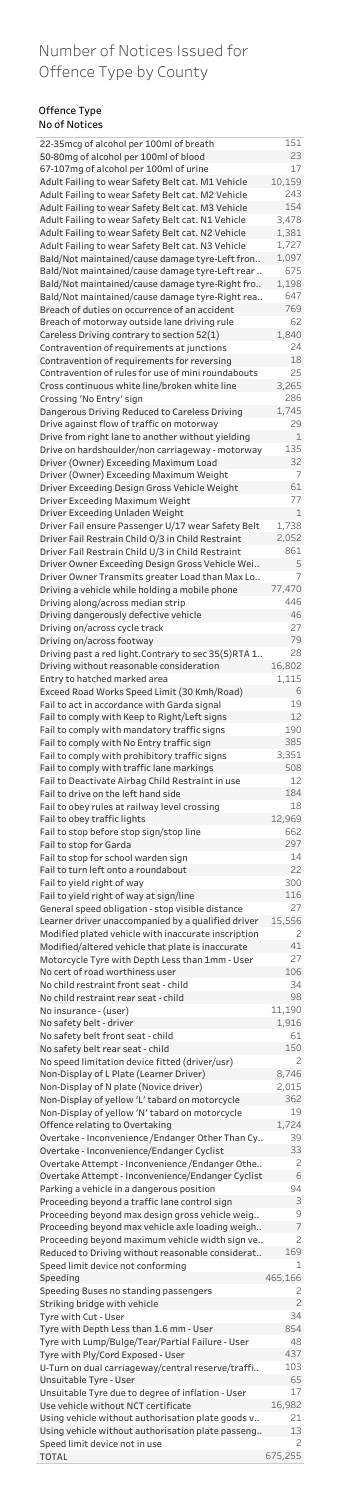# Number of Notices Issued for Offence Type by County

| Offence Type | No of Notices |
|---|---|
| 22-35mcg of alcohol per 100ml of breath | 151 |
| 50-80mg of alcohol per 100ml of blood | 23 |
| 67-107mg of alcohol per 100ml of urine | 17 |
| Adult Failing to wear Safety Belt cat. M1 Vehicle | 10,159 |
| Adult Failing to wear Safety Belt cat. M2 Vehicle | 243 |
| Adult Failing to wear Safety Belt cat. M3 Vehicle | 154 |
| Adult Failing to wear Safety Belt cat. N1 Vehicle | 3,478 |
| Adult Failing to wear Safety Belt cat. N2 Vehicle | 1,381 |
| Adult Failing to wear Safety Belt cat. N3 Vehicle | 1,727 |
| Bald/Not maintained/cause damage tyre-Left fron.. | 1,097 |
| Bald/Not maintained/cause damage tyre-Left rear .. | 675 |
| Bald/Not maintained/cause damage tyre-Right fro.. | 1,198 |
| Bald/Not maintained/cause damage tyre-Right rea.. | 647 |
| Breach of duties on occurrence of an accident | 769 |
| Breach of motorway outside lane driving rule | 62 |
| Careless Driving contrary to section 52(1) | 1,840 |
| Contravention of requirements at junctions | 24 |
| Contravention of requirements for reversing | 18 |
| Contravention of rules for use of mini roundabouts | 25 |
| Cross continuous white line/broken white line | 3,265 |
| Crossing 'No Entry' sign | 286 |
| Dangerous Driving Reduced to Careless Driving | 1,745 |
| Drive against flow of traffic on motorway | 29 |
| Drive from right lane to another without yielding | 1 |
| Drive on hardshoulder/non carriageway - motorway | 135 |
| Driver (Owner) Exceeding Maximum Load | 32 |
| Driver (Owner) Exceeding Maximum Weight | 7 |
| Driver Exceeding Design Gross Vehicle Weight | 61 |
| Driver Exceeding Maximum Weight | 77 |
| Driver Exceeding Unladen Weight | 1 |
| Driver Fail ensure Passenger U/17 wear Safety Belt | 1,738 |
| Driver Fail Restrain Child O/3 in Child Restraint | 2,052 |
| Driver Fail Restrain Child U/3 in Child Restraint | 861 |
| Driver Owner Exceeding Design Gross Vehicle Wei.. | 5 |
| Driver Owner Transmits greater Load than Max Lo.. | 7 |
| Driving a vehicle while holding a mobile phone | 77,470 |
| Driving along/across median strip | 446 |
| Driving dangerously defective vehicle | 46 |
| Driving on/across cycle track | 27 |
| Driving on/across footway | 79 |
| Driving past a red light.Contrary to sec 35(5)RTA 1.. | 28 |
| Driving without reasonable consideration | 16,802 |
| Entry to hatched marked area | 1,115 |
| Exceed Road Works Speed Limit (30 Kmh/Road) | 6 |
| Fail to act in accordance with Garda signal | 19 |
| Fail to comply with Keep to Right/Left signs | 12 |
| Fail to comply with mandatory traffic signs | 190 |
| Fail to comply with No Entry traffic sign | 385 |
| Fail to comply with prohibitory traffic signs | 3,351 |
| Fail to comply with traffic lane markings | 508 |
| Fail to Deactivate Airbag Child Restraint in use | 12 |
| Fail to drive on the left hand side | 184 |
| Fail to obey rules at railway level crossing | 18 |
| Fail to obey traffic lights | 12,969 |
| Fail to stop before stop sign/stop line | 662 |
| Fail to stop for Garda | 297 |
| Fail to stop for school warden sign | 14 |
| Fail to turn left onto a roundabout | 22 |
| Fail to yield right of way | 300 |
| Fail to yield right of way at sign/line | 116 |
| General speed obligation - stop visible distance | 27 |
| Learner driver unaccompanied by a qualified driver | 15,556 |
| Modified plated vehicle with inaccurate inscription | 2 |
| Modified/altered vehicle that plate is inaccurate | 41 |
| Motorcycle Tyre with Depth Less than 1mm - User | 27 |
| No cert of road worthiness user | 106 |
| No child restraint front seat - child | 34 |
| No child restraint rear seat - child | 98 |
| No insurance - (user) | 11,190 |
| No safety belt - driver | 1,916 |
| No safety belt front seat - child | 61 |
| No safety belt rear seat - child | 150 |
| No speed limitation device fitted (driver/usr) | 2 |
| Non-Display of L Plate (Learner Driver) | 8,746 |
| Non-Display of N plate (Novice driver) | 2,015 |
| Non-Display of yellow 'L' tabard on motorcycle | 362 |
| Non-Display of yellow 'N' tabard on motorcycle | 19 |
| Offence relating to Overtaking | 1,724 |
| Overtake - Inconvenience /Endanger Other Than Cy.. | 39 |
| Overtake - Inconvenience/Endanger Cyclist | 33 |
| Overtake Attempt - Inconvenience/Endanger Othe.. | 2 |
| Overtake Attempt - Inconvenience/Endanger Cyclist | 6 |
| Parking a vehicle in a dangerous position | 94 |
| Proceeding beyond a traffic lane control sign | 3 |
| Proceeding beyond max design gross vehicle weig.. | 9 |
| Proceeding beyond max vehicle axle loading weigh.. | 7 |
| Proceeding beyond maximum vehicle width sign ve.. | 2 |
| Reduced to Driving without reasonable considerat.. | 169 |
| Speed limit device not conforming | 1 |
| Speeding | 465,166 |
| Speeding Buses no standing passengers | 2 |
| Striking bridge with vehicle | 2 |
| Tyre with Cut - User | 34 |
| Tyre with Depth Less than 1.6 mm - User | 854 |
| Tyre with Lump/Bulge/Tear/Partial Failure - User | 48 |
| Tyre with Ply/Cord Exposed - User | 437 |
| U-Turn on dual carriageway/central reserve/traffi.. | 103 |
| Unsuitable Tyre - User | 65 |
| Unsuitable Tyre due to degree of inflation - User | 17 |
| Use vehicle without NCT certificate | 16,982 |
| Using vehicle without authorisation plate goods v.. | 21 |
| Using vehicle without authorisation plate passeng.. | 13 |
| Speed limit device not in use | 2 |
| TOTAL | 675,255 |